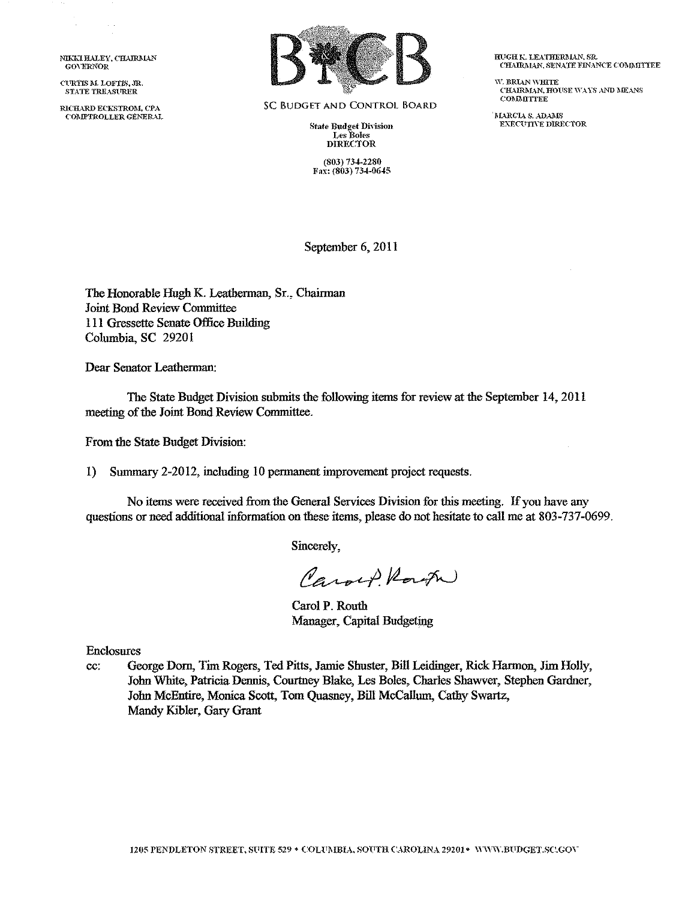NIKKI HALEY, CHAIRMAN
GOVERNOR

CURTIS M. LOFTIS, JR.
STATE TREASURER

RICHARD ECKSTROM, CPA
COMPTROLLER GENERAL

SC BUDGET AND CONTROL BOARD

State Budget Division
Les Boles
DIRECTOR

(803) 734-2280
Fax: (803) 734-0645

HUGH K. LEATHERMAN, SR.
CHAIRMAN, SENATE FINANCE COMMITTEE

W. BRIAN WHITE
CHAIRMAN, HOUSE WAYS AND MEANS COMMITTEE

MARCIA S. ADAMS
EXECUTIVE DIRECTOR

September 6, 2011

The Honorable Hugh K. Leatherman, Sr., Chairman
Joint Bond Review Committee
111 Gressette Senate Office Building
Columbia, SC 29201

Dear Senator Leatherman:

The State Budget Division submits the following items for review at the September 14, 2011 meeting of the Joint Bond Review Committee.

From the State Budget Division:

1) Summary 2-2012, including 10 permanent improvement project requests.

No items were received from the General Services Division for this meeting. If you have any questions or need additional information on these items, please do not hesitate to call me at 803-737-0699.

Sincerely,

Carol P. Routh
Manager, Capital Budgeting

Enclosures

cc: George Dorn, Tim Rogers, Ted Pitts, Jamie Shuster, Bill Leidinger, Rick Harmon, Jim Holly, John White, Patricia Dennis, Courtney Blake, Les Boles, Charles Shawver, Stephen Gardner, John McEntire, Monica Scott, Tom Quasney, Bill McCallum, Cathy Swartz, Mandy Kibler, Gary Grant

1205 PENDLETON STREET, SUITE 529 • COLUMBIA, SOUTH CAROLINA 29201 • WWW.BUDGET.SC.GOV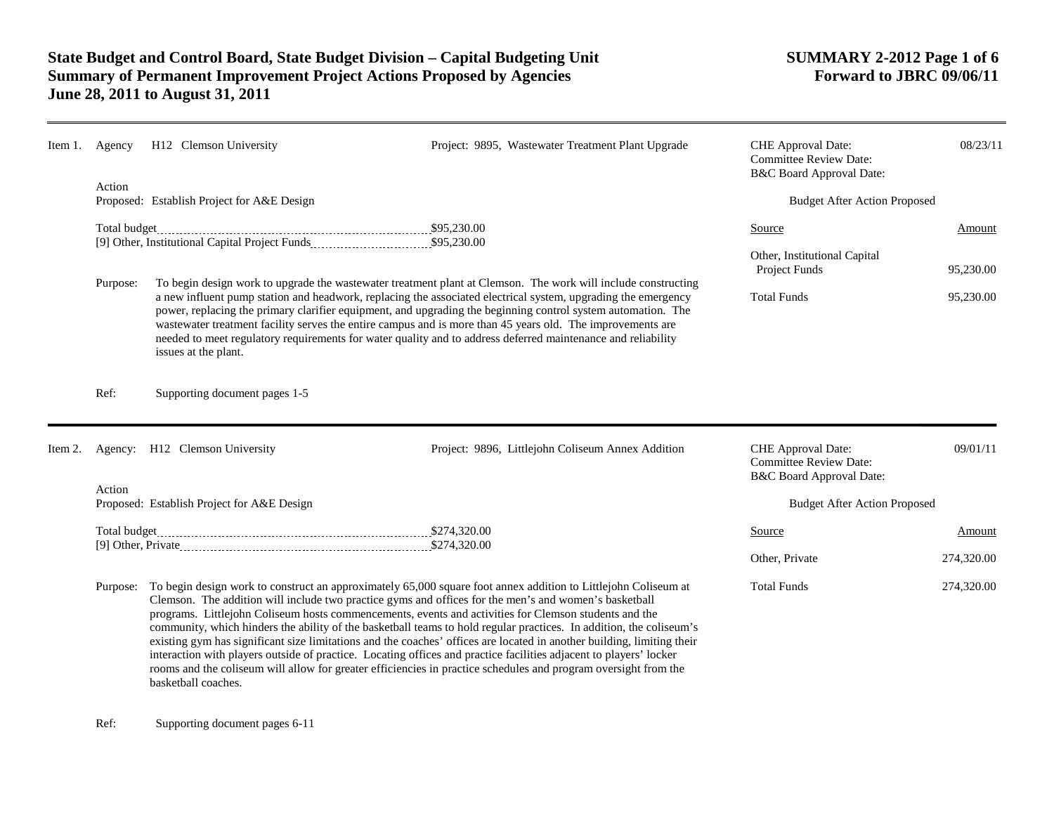# State Budget and Control Board, State Budget Division – Capital Budgeting Unit
## Summary of Permanent Improvement Project Actions Proposed by Agencies
## June 28, 2011 to August 31, 2011

**SUMMARY 2-2012 Page 1 of 6**
**Forward to JBRC 09/06/11**

---

**Item 1.** Agency: H12 Clemson University

Project: 9895, Wastewater Treatment Plant Upgrade

CHE Approval Date: 08/23/11
Committee Review Date:
B&C Board Approval Date:

Action Proposed: Establish Project for A&E Design

Total budget .......... $95,230.00
[9] Other, Institutional Capital Project Funds .......... $95,230.00

**Budget After Action Proposed**

| Source | Amount |
|---|---|
| Other, Institutional Capital Project Funds | 95,230.00 |
| Total Funds | 95,230.00 |

Purpose: To begin design work to upgrade the wastewater treatment plant at Clemson. The work will include constructing a new influent pump station and headwork, replacing the associated electrical system, upgrading the emergency power, replacing the primary clarifier equipment, and upgrading the beginning control system automation. The wastewater treatment facility serves the entire campus and is more than 45 years old. The improvements are needed to meet regulatory requirements for water quality and to address deferred maintenance and reliability issues at the plant.

Ref: Supporting document pages 1-5

---

**Item 2.** Agency: H12 Clemson University

Project: 9896, Littlejohn Coliseum Annex Addition

CHE Approval Date: 09/01/11
Committee Review Date:
B&C Board Approval Date:

Action Proposed: Establish Project for A&E Design

Total budget .......... $274,320.00
[9] Other, Private .......... $274,320.00

**Budget After Action Proposed**

| Source | Amount |
|---|---|
| Other, Private | 274,320.00 |
| Total Funds | 274,320.00 |

Purpose: To begin design work to construct an approximately 65,000 square foot annex addition to Littlejohn Coliseum at Clemson. The addition will include two practice gyms and offices for the men's and women's basketball programs. Littlejohn Coliseum hosts commencements, events and activities for Clemson students and the community, which hinders the ability of the basketball teams to hold regular practices. In addition, the coliseum's existing gym has significant size limitations and the coaches' offices are located in another building, limiting their interaction with players outside of practice. Locating offices and practice facilities adjacent to players' locker rooms and the coliseum will allow for greater efficiencies in practice schedules and program oversight from the basketball coaches.

Ref: Supporting document pages 6-11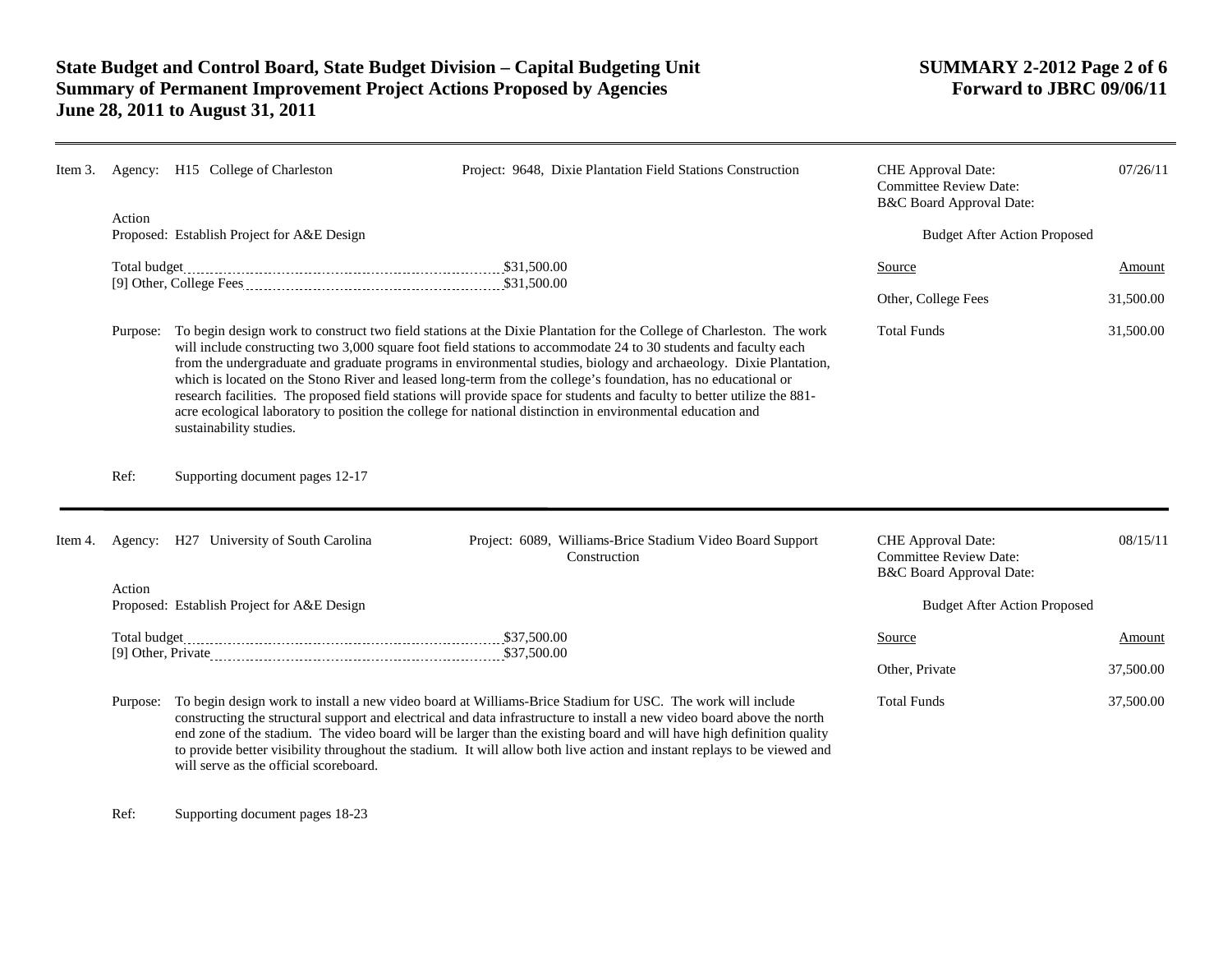# State Budget and Control Board, State Budget Division – Capital Budgeting Unit
# Summary of Permanent Improvement Project Actions Proposed by Agencies
# June 28, 2011 to August 31, 2011

**SUMMARY 2-2012 Page 2 of 6**
**Forward to JBRC 09/06/11**

---

**Item 3.** Agency: H15 College of Charleston

Project: 9648, Dixie Plantation Field Stations Construction

CHE Approval Date: 07/26/11
Committee Review Date:
B&C Board Approval Date:

Action Proposed: Establish Project for A&E Design

Total budget ........ $31,500.00
[9] Other, College Fees ........ $31,500.00

Budget After Action Proposed

| Source | Amount |
|---|---|
| Other, College Fees | 31,500.00 |
| Total Funds | 31,500.00 |

Purpose: To begin design work to construct two field stations at the Dixie Plantation for the College of Charleston. The work will include constructing two 3,000 square foot field stations to accommodate 24 to 30 students and faculty each from the undergraduate and graduate programs in environmental studies, biology and archaeology. Dixie Plantation, which is located on the Stono River and leased long-term from the college's foundation, has no educational or research facilities. The proposed field stations will provide space for students and faculty to better utilize the 881-acre ecological laboratory to position the college for national distinction in environmental education and sustainability studies.

Ref: Supporting document pages 12-17

---

**Item 4.** Agency: H27 University of South Carolina

Project: 6089, Williams-Brice Stadium Video Board Support Construction

CHE Approval Date: 08/15/11
Committee Review Date:
B&C Board Approval Date:

Action Proposed: Establish Project for A&E Design

Total budget ........ $37,500.00
[9] Other, Private ........ $37,500.00

Budget After Action Proposed

| Source | Amount |
|---|---|
| Other, Private | 37,500.00 |
| Total Funds | 37,500.00 |

Purpose: To begin design work to install a new video board at Williams-Brice Stadium for USC. The work will include constructing the structural support and electrical and data infrastructure to install a new video board above the north end zone of the stadium. The video board will be larger than the existing board and will have high definition quality to provide better visibility throughout the stadium. It will allow both live action and instant replays to be viewed and will serve as the official scoreboard.

Ref: Supporting document pages 18-23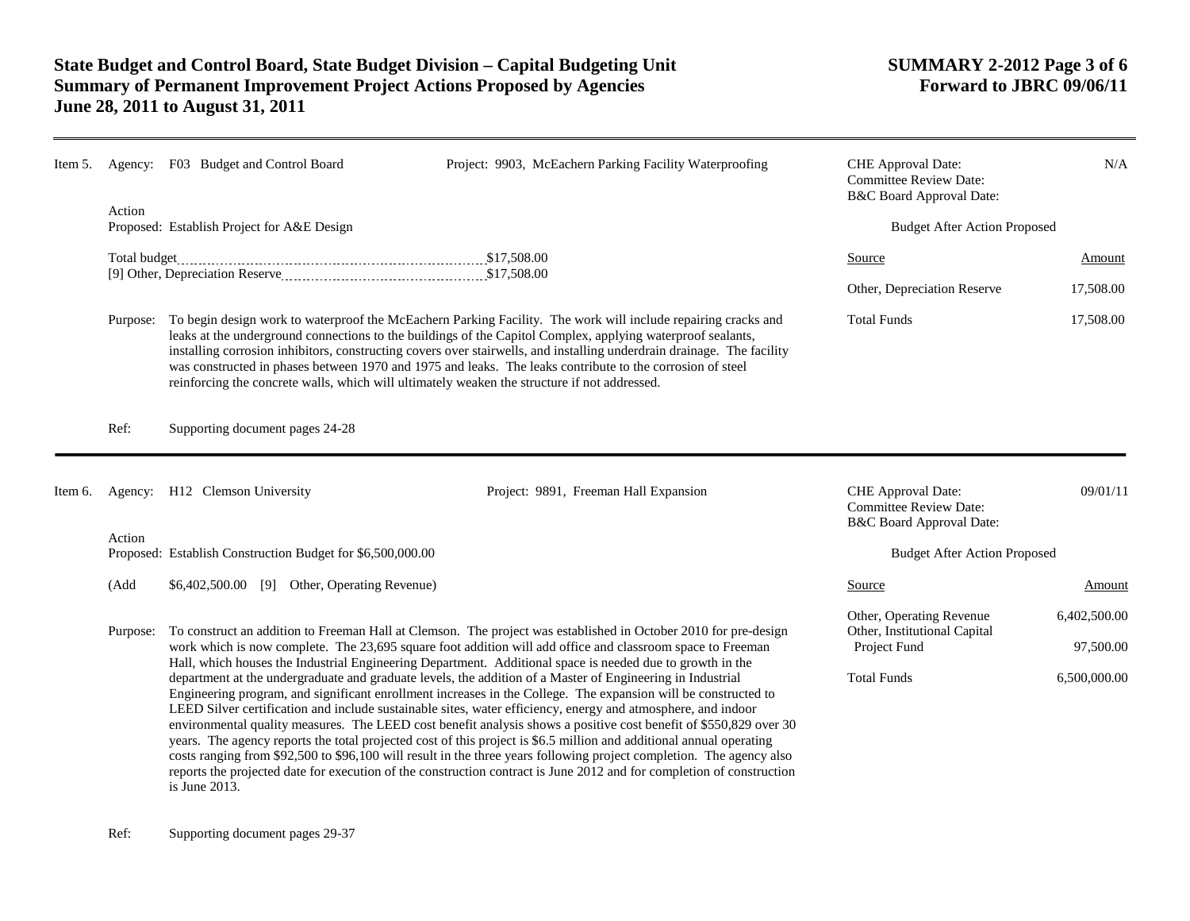**State Budget and Control Board, State Budget Division – Capital Budgeting Unit**
**Summary of Permanent Improvement Project Actions Proposed by Agencies**
**June 28, 2011 to August 31, 2011**

**SUMMARY 2-2012 Page 3 of 6**
**Forward to JBRC 09/06/11**

---

Item 5. Agency: F03 Budget and Control Board — Project: 9903, McEachern Parking Facility Waterproofing

CHE Approval Date: N/A
Committee Review Date:
B&C Board Approval Date:

Action Proposed: Establish Project for A&E Design

Total budget .......... $17,508.00
[9] Other, Depreciation Reserve .......... $17,508.00

Budget After Action Proposed

| Source | Amount |
|---|---|
| Other, Depreciation Reserve | 17,508.00 |
| Total Funds | 17,508.00 |

Purpose: To begin design work to waterproof the McEachern Parking Facility. The work will include repairing cracks and leaks at the underground connections to the buildings of the Capitol Complex, applying waterproof sealants, installing corrosion inhibitors, constructing covers over stairwells, and installing underdrain drainage. The facility was constructed in phases between 1970 and 1975 and leaks. The leaks contribute to the corrosion of steel reinforcing the concrete walls, which will ultimately weaken the structure if not addressed.

Ref: Supporting document pages 24-28

---

Item 6. Agency: H12 Clemson University — Project: 9891, Freeman Hall Expansion

CHE Approval Date: 09/01/11
Committee Review Date:
B&C Board Approval Date:

Action Proposed: Establish Construction Budget for $6,500,000.00

(Add $6,402,500.00 [9] Other, Operating Revenue)

Budget After Action Proposed

| Source | Amount |
|---|---|
| Other, Operating Revenue | 6,402,500.00 |
| Other, Institutional Capital Project Fund | 97,500.00 |
| Total Funds | 6,500,000.00 |

Purpose: To construct an addition to Freeman Hall at Clemson. The project was established in October 2010 for pre-design work which is now complete. The 23,695 square foot addition will add office and classroom space to Freeman Hall, which houses the Industrial Engineering Department. Additional space is needed due to growth in the department at the undergraduate and graduate levels, the addition of a Master of Engineering in Industrial Engineering program, and significant enrollment increases in the College. The expansion will be constructed to LEED Silver certification and include sustainable sites, water efficiency, energy and atmosphere, and indoor environmental quality measures. The LEED cost benefit analysis shows a positive cost benefit of $550,829 over 30 years. The agency reports the total projected cost of this project is $6.5 million and additional annual operating costs ranging from $92,500 to $96,100 will result in the three years following project completion. The agency also reports the projected date for execution of the construction contract is June 2012 and for completion of construction is June 2013.

Ref: Supporting document pages 29-37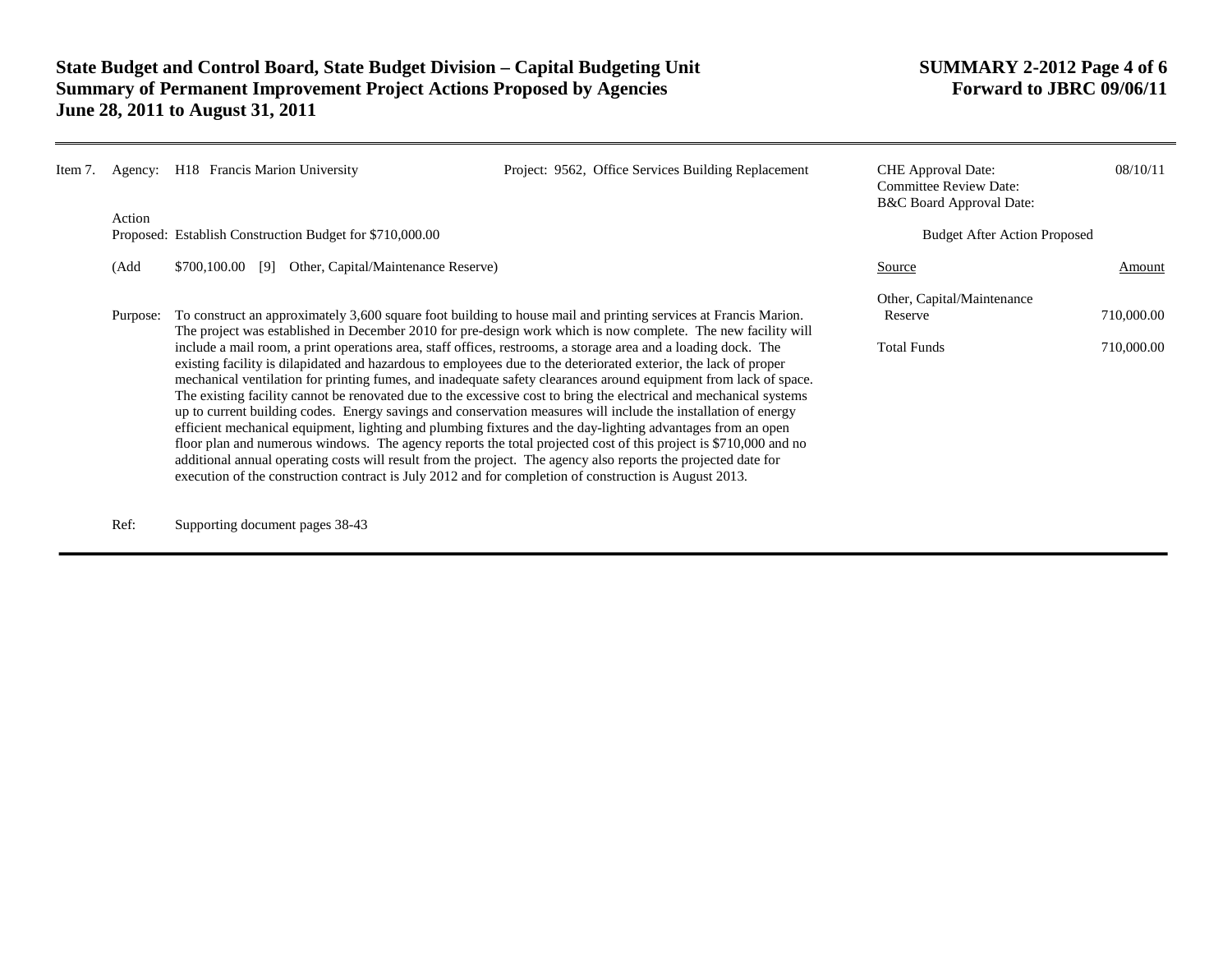**Item 7.** Agency: H18 Francis Marion University — Project: 9562, Office Services Building Replacement

| | |
|---|---|
| CHE Approval Date: | 08/10/11 |
| Committee Review Date: | |
| B&C Board Approval Date: | |

Action Proposed: Establish Construction Budget for $710,000.00

(Add $700,100.00 [9] Other, Capital/Maintenance Reserve)

**Budget After Action Proposed**

| Source | Amount |
|---|---|
| Other, Capital/Maintenance Reserve | 710,000.00 |
| Total Funds | 710,000.00 |

Purpose: To construct an approximately 3,600 square foot building to house mail and printing services at Francis Marion. The project was established in December 2010 for pre-design work which is now complete. The new facility will include a mail room, a print operations area, staff offices, restrooms, a storage area and a loading dock. The existing facility is dilapidated and hazardous to employees due to the deteriorated exterior, the lack of proper mechanical ventilation for printing fumes, and inadequate safety clearances around equipment from lack of space. The existing facility cannot be renovated due to the excessive cost to bring the electrical and mechanical systems up to current building codes. Energy savings and conservation measures will include the installation of energy efficient mechanical equipment, lighting and plumbing fixtures and the day-lighting advantages from an open floor plan and numerous windows. The agency reports the total projected cost of this project is $710,000 and no additional annual operating costs will result from the project. The agency also reports the projected date for execution of the construction contract is July 2012 and for completion of construction is August 2013.

Ref: Supporting document pages 38-43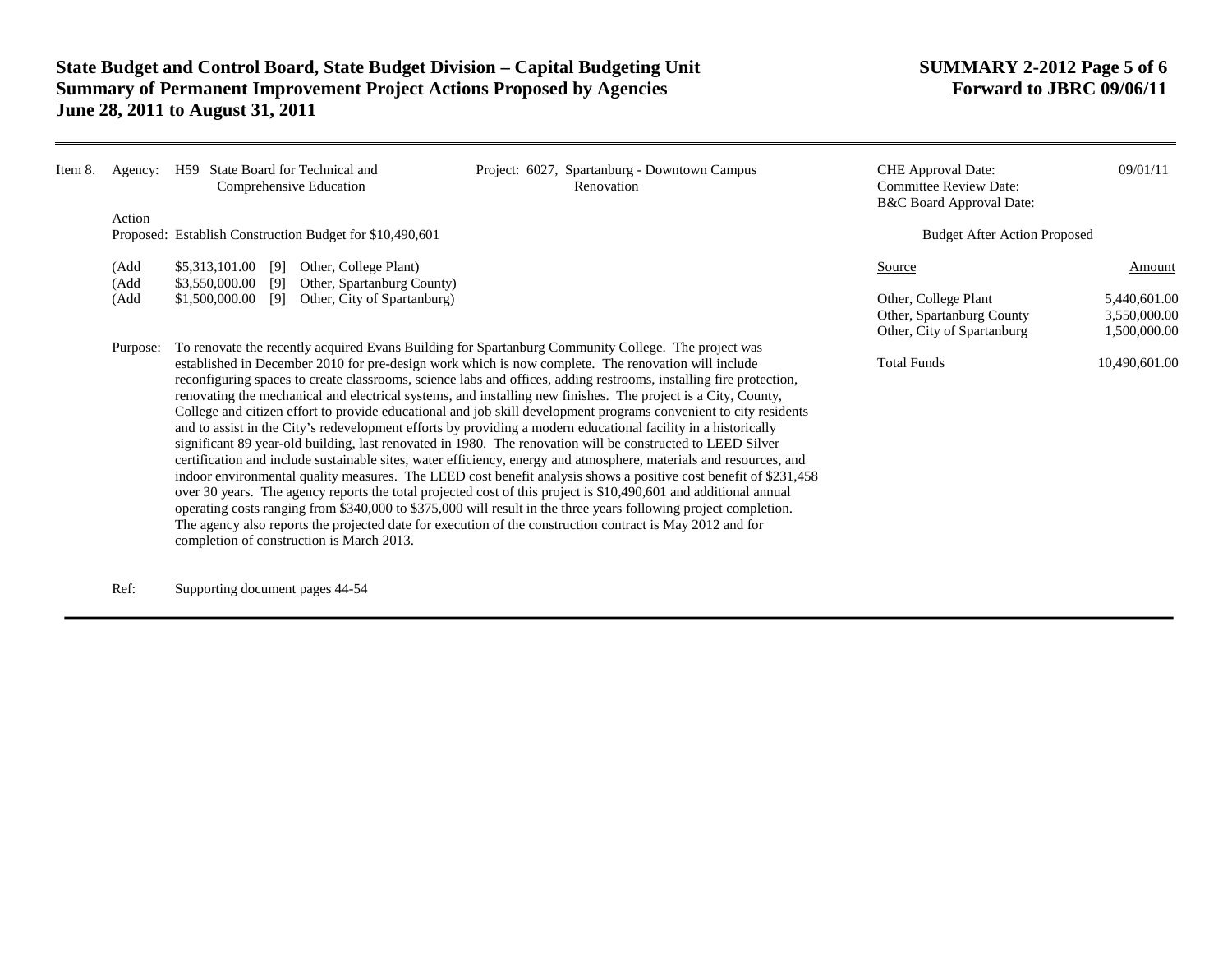Item 8. Agency: H59 State Board for Technical and Comprehensive Education

Project: 6027, Spartanburg - Downtown Campus Renovation

CHE Approval Date: 09/01/11
Committee Review Date:
B&C Board Approval Date:

Action Proposed: Establish Construction Budget for $10,490,601

(Add $5,313,101.00 [9] Other, College Plant)
(Add $3,550,000.00 [9] Other, Spartanburg County)
(Add $1,500,000.00 [9] Other, City of Spartanburg)

**Budget After Action Proposed**

| Source | Amount |
|---|---|
| Other, College Plant | 5,440,601.00 |
| Other, Spartanburg County | 3,550,000.00 |
| Other, City of Spartanburg | 1,500,000.00 |
| Total Funds | 10,490,601.00 |

Purpose: To renovate the recently acquired Evans Building for Spartanburg Community College. The project was established in December 2010 for pre-design work which is now complete. The renovation will include reconfiguring spaces to create classrooms, science labs and offices, adding restrooms, installing fire protection, renovating the mechanical and electrical systems, and installing new finishes. The project is a City, County, College and citizen effort to provide educational and job skill development programs convenient to city residents and to assist in the City's redevelopment efforts by providing a modern educational facility in a historically significant 89 year-old building, last renovated in 1980. The renovation will be constructed to LEED Silver certification and include sustainable sites, water efficiency, energy and atmosphere, materials and resources, and indoor environmental quality measures. The LEED cost benefit analysis shows a positive cost benefit of $231,458 over 30 years. The agency reports the total projected cost of this project is $10,490,601 and additional annual operating costs ranging from $340,000 to $375,000 will result in the three years following project completion. The agency also reports the projected date for execution of the construction contract is May 2012 and for completion of construction is March 2013.

Ref: Supporting document pages 44-54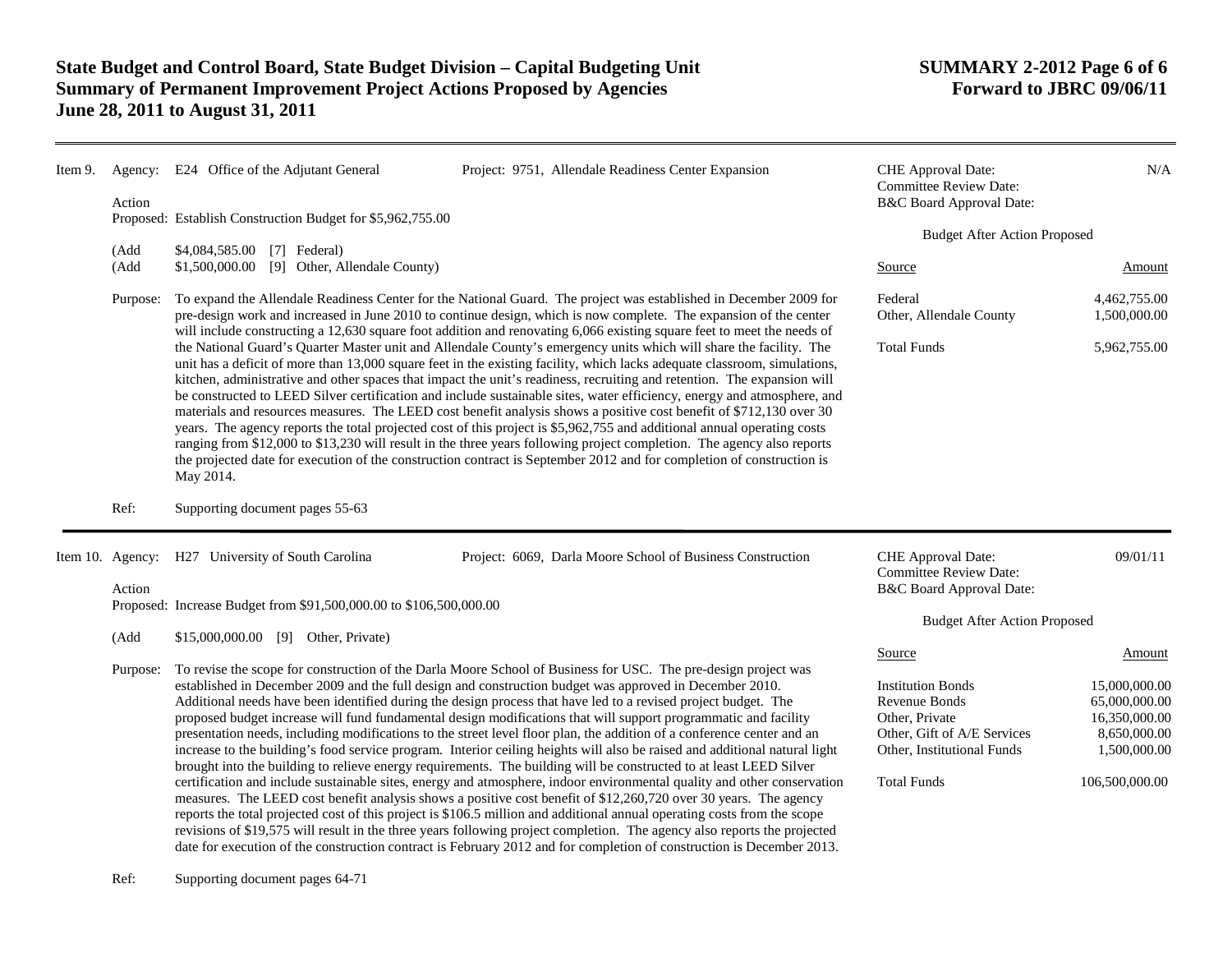**Item 9.** Agency: E24 Office of the Adjutant General — Project: 9751, Allendale Readiness Center Expansion

Action Proposed: Establish Construction Budget for $5,962,755.00

(Add $4,084,585.00 [7] Federal)
(Add $1,500,000.00 [9] Other, Allendale County)

Purpose: To expand the Allendale Readiness Center for the National Guard. The project was established in December 2009 for pre-design work and increased in June 2010 to continue design, which is now complete. The expansion of the center will include constructing a 12,630 square foot addition and renovating 6,066 existing square feet to meet the needs of the National Guard's Quarter Master unit and Allendale County's emergency units which will share the facility. The unit has a deficit of more than 13,000 square feet in the existing facility, which lacks adequate classroom, simulations, kitchen, administrative and other spaces that impact the unit's readiness, recruiting and retention. The expansion will be constructed to LEED Silver certification and include sustainable sites, water efficiency, energy and atmosphere, and materials and resources measures. The LEED cost benefit analysis shows a positive cost benefit of $712,130 over 30 years. The agency reports the total projected cost of this project is $5,962,755 and additional annual operating costs ranging from $12,000 to $13,230 will result in the three years following project completion. The agency also reports the projected date for execution of the construction contract is September 2012 and for completion of construction is May 2014.

Ref: Supporting document pages 55-63

CHE Approval Date: N/A
Committee Review Date:
B&C Board Approval Date:

Budget After Action Proposed

| Source | Amount |
|---|---|
| Federal | 4,462,755.00 |
| Other, Allendale County | 1,500,000.00 |
| Total Funds | 5,962,755.00 |

---

**Item 10.** Agency: H27 University of South Carolina — Project: 6069, Darla Moore School of Business Construction

Action Proposed: Increase Budget from $91,500,000.00 to $106,500,000.00

(Add $15,000,000.00 [9] Other, Private)

Purpose: To revise the scope for construction of the Darla Moore School of Business for USC. The pre-design project was established in December 2009 and the full design and construction budget was approved in December 2010. Additional needs have been identified during the design process that have led to a revised project budget. The proposed budget increase will fund fundamental design modifications that will support programmatic and facility presentation needs, including modifications to the street level floor plan, the addition of a conference center and an increase to the building's food service program. Interior ceiling heights will also be raised and additional natural light brought into the building to relieve energy requirements. The building will be constructed to at least LEED Silver certification and include sustainable sites, energy and atmosphere, indoor environmental quality and other conservation measures. The LEED cost benefit analysis shows a positive cost benefit of $12,260,720 over 30 years. The agency reports the total projected cost of this project is $106.5 million and additional annual operating costs from the scope revisions of $19,575 will result in the three years following project completion. The agency also reports the projected date for execution of the construction contract is February 2012 and for completion of construction is December 2013.

Ref: Supporting document pages 64-71

CHE Approval Date: 09/01/11
Committee Review Date:
B&C Board Approval Date:

Budget After Action Proposed

| Source | Amount |
|---|---|
| Institution Bonds | 15,000,000.00 |
| Revenue Bonds | 65,000,000.00 |
| Other, Private | 16,350,000.00 |
| Other, Gift of A/E Services | 8,650,000.00 |
| Other, Institutional Funds | 1,500,000.00 |
| Total Funds | 106,500,000.00 |